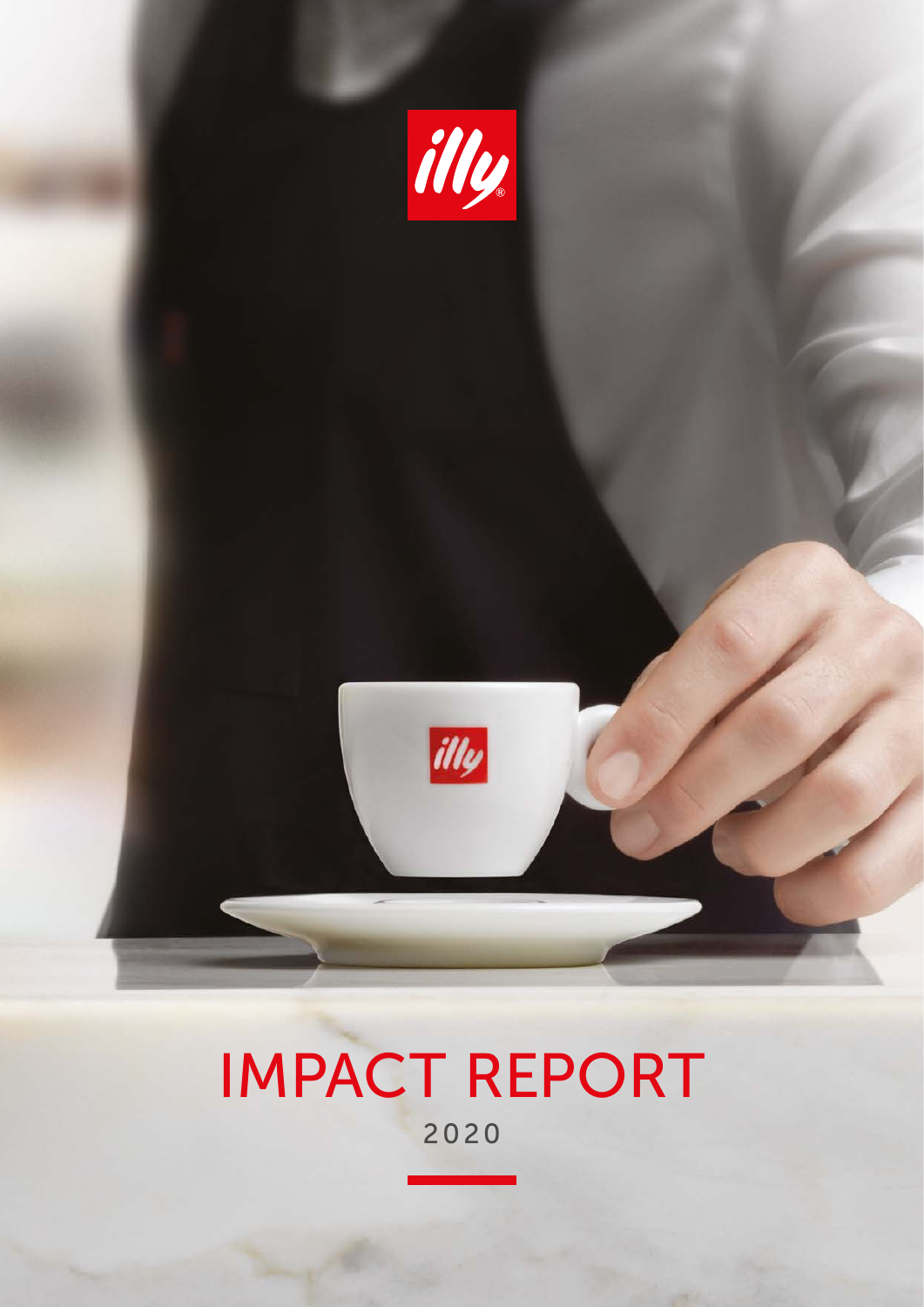illy

# IMPACT REPORT

2020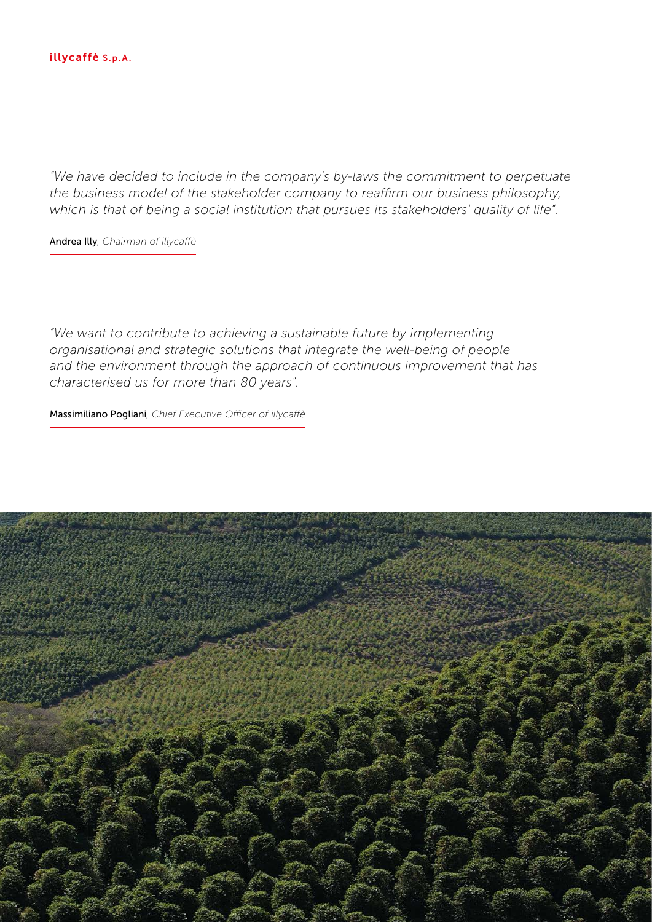*"We have decided to include in the company's by-laws the commitment to perpetuate the business model of the stakeholder company to reaffirm our business philosophy, which is that of being a social institution that pursues its stakeholders' quality of life".*

Andrea Illy, *Chairman of illycaffè*

*"We want to contribute to achieving a sustainable future by implementing organisational and strategic solutions that integrate the well-being of people and the environment through the approach of continuous improvement that has characterised us for more than 80 years".*

Massimiliano Pogliani, *Chief Executive Officer of illycaffè*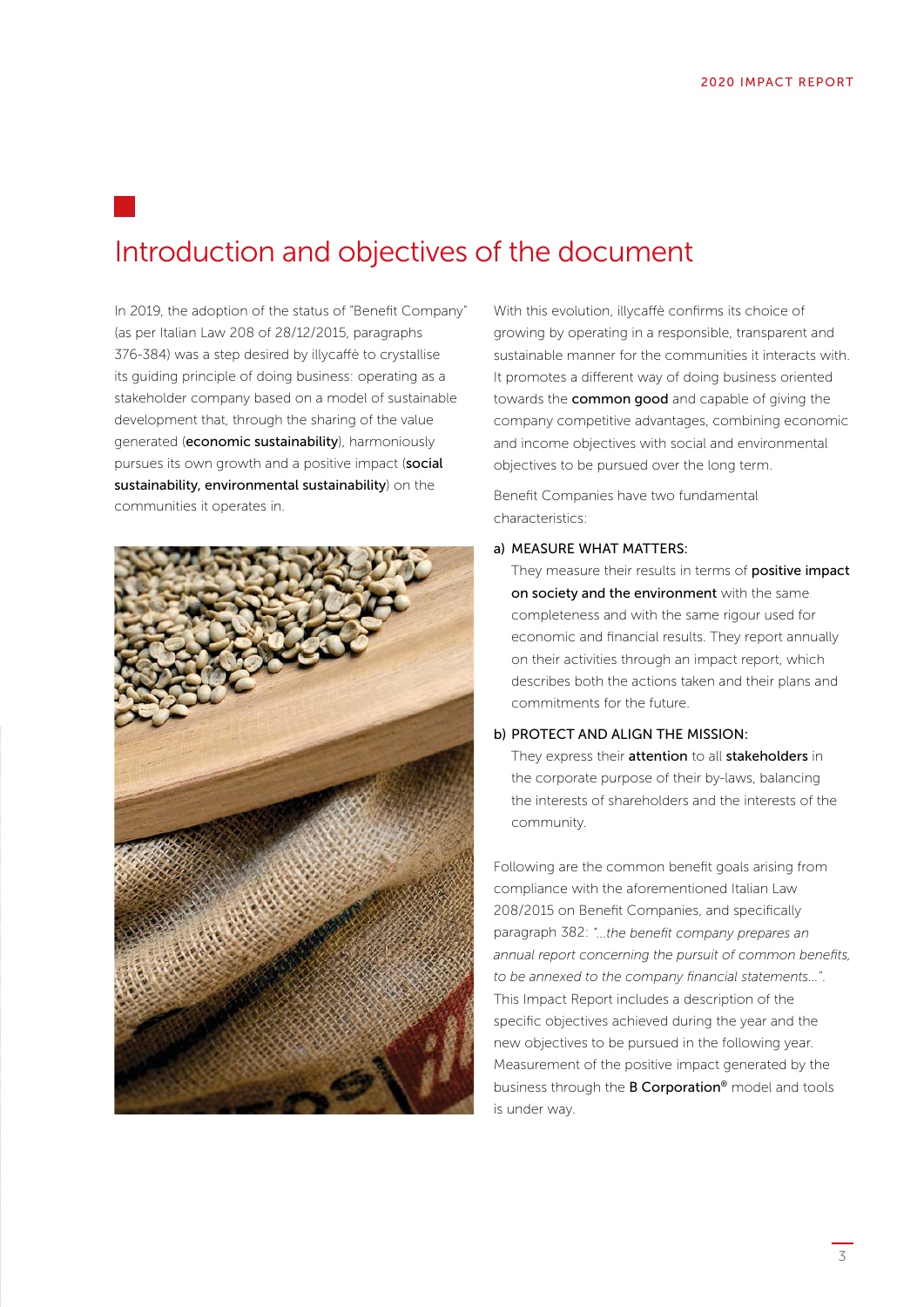# Introduction and objectives of the document

In 2019, the adoption of the status of "Benefit Company" (as per Italian Law 208 of 28/12/2015, paragraphs 376-384) was a step desired by illycaffè to crystallise its guiding principle of doing business: operating as a stakeholder company based on a model of sustainable development that, through the sharing of the value generated (**economic sustainability**), harmoniously pursues its own growth and a positive impact (**social sustainability, environmental sustainability**) on the communities it operates in.

With this evolution, illycaffè confirms its choice of growing by operating in a responsible, transparent and sustainable manner for the communities it interacts with. It promotes a different way of doing business oriented towards the **common good** and capable of giving the company competitive advantages, combining economic and income objectives with social and environmental objectives to be pursued over the long term.

Benefit Companies have two fundamental characteristics:

a) MEASURE WHAT MATTERS:
   They measure their results in terms of **positive impact on society and the environment** with the same completeness and with the same rigour used for economic and financial results. They report annually on their activities through an impact report, which describes both the actions taken and their plans and commitments for the future.

b) PROTECT AND ALIGN THE MISSION:
   They express their **attention** to all **stakeholders** in the corporate purpose of their by-laws, balancing the interests of shareholders and the interests of the community.

Following are the common benefit goals arising from compliance with the aforementioned Italian Law 208/2015 on Benefit Companies, and specifically paragraph 382: *"...the benefit company prepares an annual report concerning the pursuit of common benefits, to be annexed to the company financial statements..."*. This Impact Report includes a description of the specific objectives achieved during the year and the new objectives to be pursued in the following year. Measurement of the positive impact generated by the business through the **B Corporation®** model and tools is under way.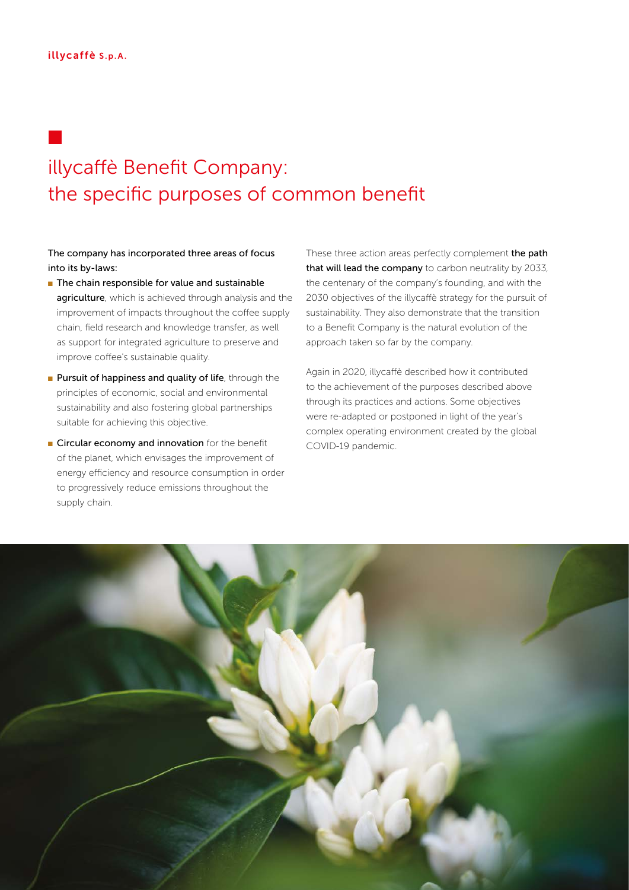# illycaffè Benefit Company: the specific purposes of common benefit

The company has incorporated three areas of focus into its by-laws:

- **The chain responsible for value and sustainable agriculture**, which is achieved through analysis and the improvement of impacts throughout the coffee supply chain, field research and knowledge transfer, as well as support for integrated agriculture to preserve and improve coffee's sustainable quality.
- **Pursuit of happiness and quality of life**, through the principles of economic, social and environmental sustainability and also fostering global partnerships suitable for achieving this objective.
- **Circular economy and innovation** for the benefit of the planet, which envisages the improvement of energy efficiency and resource consumption in order to progressively reduce emissions throughout the supply chain.

These three action areas perfectly complement **the path that will lead the company** to carbon neutrality by 2033, the centenary of the company's founding, and with the 2030 objectives of the illycaffè strategy for the pursuit of sustainability. They also demonstrate that the transition to a Benefit Company is the natural evolution of the approach taken so far by the company.

Again in 2020, illycaffè described how it contributed to the achievement of the purposes described above through its practices and actions. Some objectives were re-adapted or postponed in light of the year's complex operating environment created by the global COVID-19 pandemic.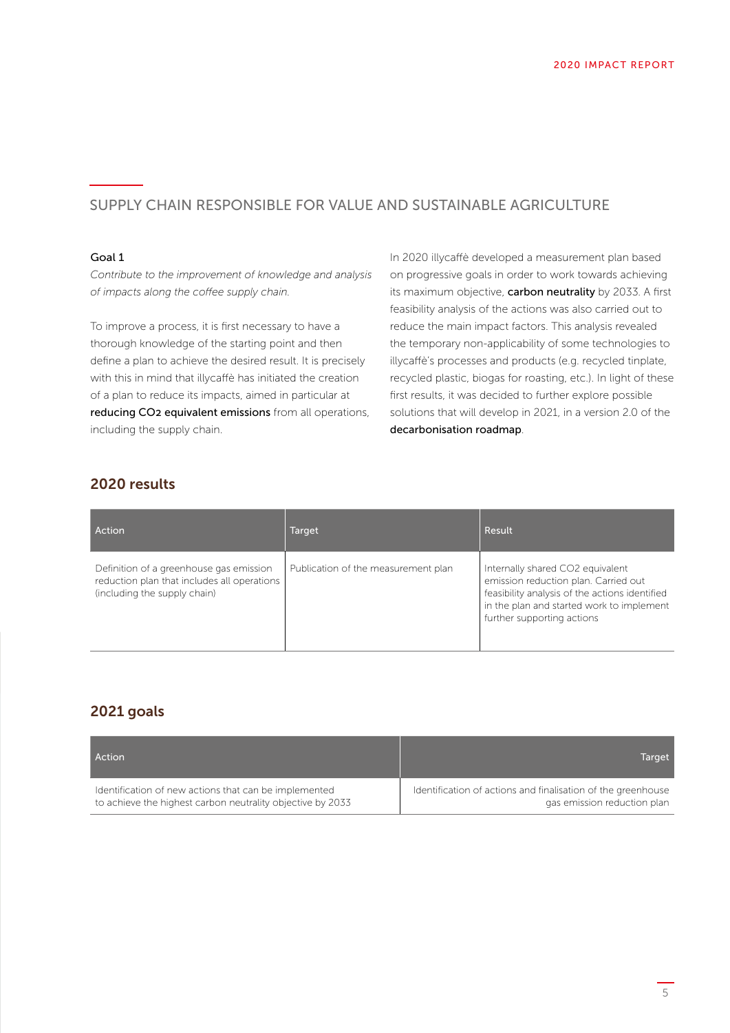## SUPPLY CHAIN RESPONSIBLE FOR VALUE AND SUSTAINABLE AGRICULTURE

**Goal 1**

*Contribute to the improvement of knowledge and analysis of impacts along the coffee supply chain.*

To improve a process, it is first necessary to have a thorough knowledge of the starting point and then define a plan to achieve the desired result. It is precisely with this in mind that illycaffè has initiated the creation of a plan to reduce its impacts, aimed in particular at **reducing $CO_2$ equivalent emissions** from all operations, including the supply chain.

In 2020 illycaffè developed a measurement plan based on progressive goals in order to work towards achieving its maximum objective, **carbon neutrality** by 2033. A first feasibility analysis of the actions was also carried out to reduce the main impact factors. This analysis revealed the temporary non-applicability of some technologies to illycaffè's processes and products (e.g. recycled tinplate, recycled plastic, biogas for roasting, etc.). In light of these first results, it was decided to further explore possible solutions that will develop in 2021, in a version 2.0 of the **decarbonisation roadmap**.

### 2020 results

| Action | Target | Result |
|---|---|---|
| Definition of a greenhouse gas emission reduction plan that includes all operations (including the supply chain) | Publication of the measurement plan | Internally shared $CO_2$ equivalent emission reduction plan. Carried out feasibility analysis of the actions identified in the plan and started work to implement further supporting actions |

### 2021 goals

| Action | Target |
|---|---|
| Identification of new actions that can be implemented to achieve the highest carbon neutrality objective by 2033 | Identification of actions and finalisation of the greenhouse gas emission reduction plan |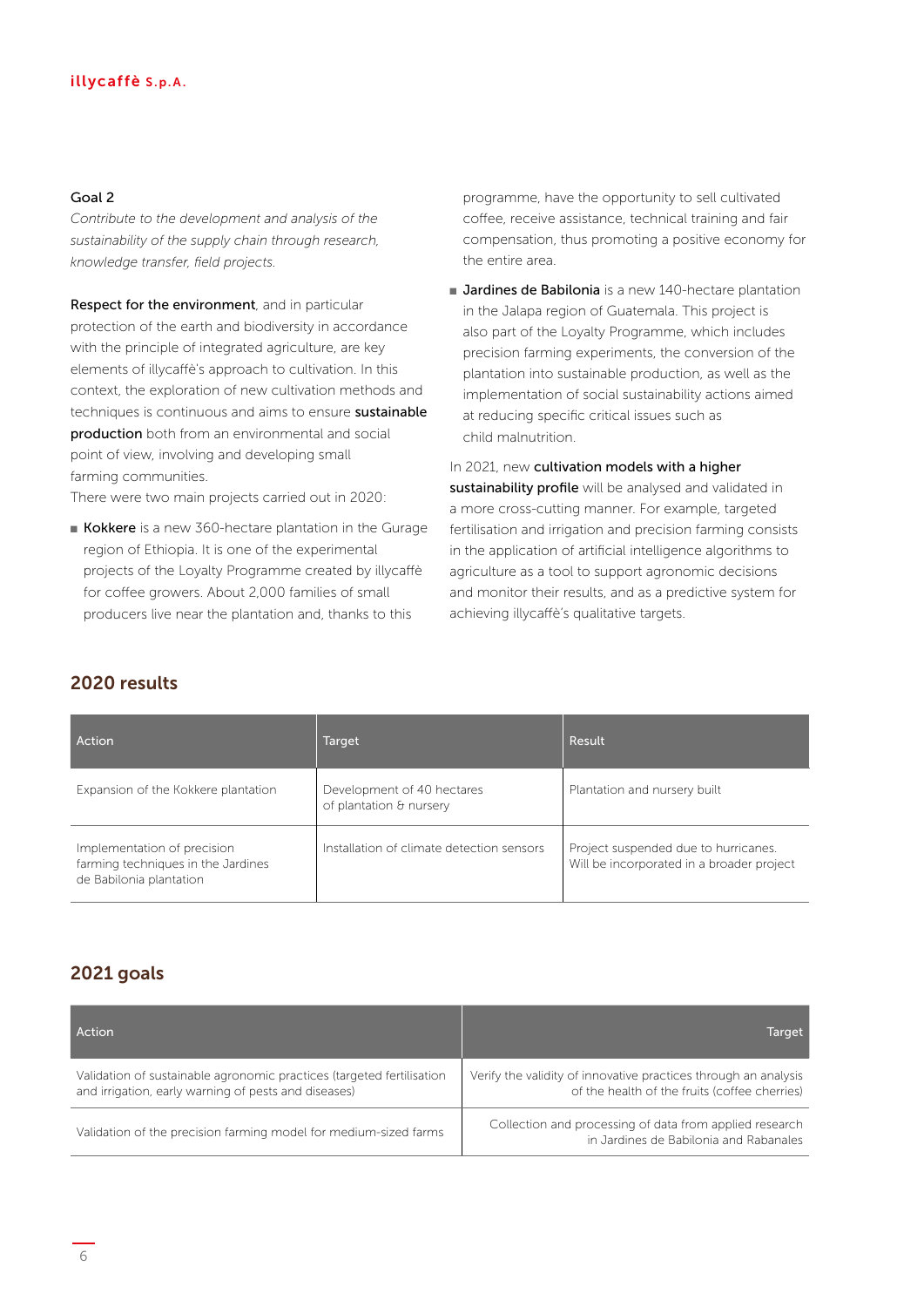**Goal 2**

*Contribute to the development and analysis of the sustainability of the supply chain through research, knowledge transfer, field projects.*

**Respect for the environment**, and in particular protection of the earth and biodiversity in accordance with the principle of integrated agriculture, are key elements of illycaffè's approach to cultivation. In this context, the exploration of new cultivation methods and techniques is continuous and aims to ensure **sustainable production** both from an environmental and social point of view, involving and developing small farming communities.
There were two main projects carried out in 2020:

- **Kokkere** is a new 360-hectare plantation in the Gurage region of Ethiopia. It is one of the experimental projects of the Loyalty Programme created by illycaffè for coffee growers. About 2,000 families of small producers live near the plantation and, thanks to this programme, have the opportunity to sell cultivated coffee, receive assistance, technical training and fair compensation, thus promoting a positive economy for the entire area.
- **Jardines de Babilonia** is a new 140-hectare plantation in the Jalapa region of Guatemala. This project is also part of the Loyalty Programme, which includes precision farming experiments, the conversion of the plantation into sustainable production, as well as the implementation of social sustainability actions aimed at reducing specific critical issues such as child malnutrition.

In 2021, new **cultivation models with a higher sustainability profile** will be analysed and validated in a more cross-cutting manner. For example, targeted fertilisation and irrigation and precision farming consists in the application of artificial intelligence algorithms to agriculture as a tool to support agronomic decisions and monitor their results, and as a predictive system for achieving illycaffè's qualitative targets.

## 2020 results

| Action | Target | Result |
| --- | --- | --- |
| Expansion of the Kokkere plantation | Development of 40 hectares of plantation & nursery | Plantation and nursery built |
| Implementation of precision farming techniques in the Jardines de Babilonia plantation | Installation of climate detection sensors | Project suspended due to hurricanes. Will be incorporated in a broader project |

## 2021 goals

| Action | Target |
| --- | --- |
| Validation of sustainable agronomic practices (targeted fertilisation and irrigation, early warning of pests and diseases) | Verify the validity of innovative practices through an analysis of the health of the fruits (coffee cherries) |
| Validation of the precision farming model for medium-sized farms | Collection and processing of data from applied research in Jardines de Babilonia and Rabanales |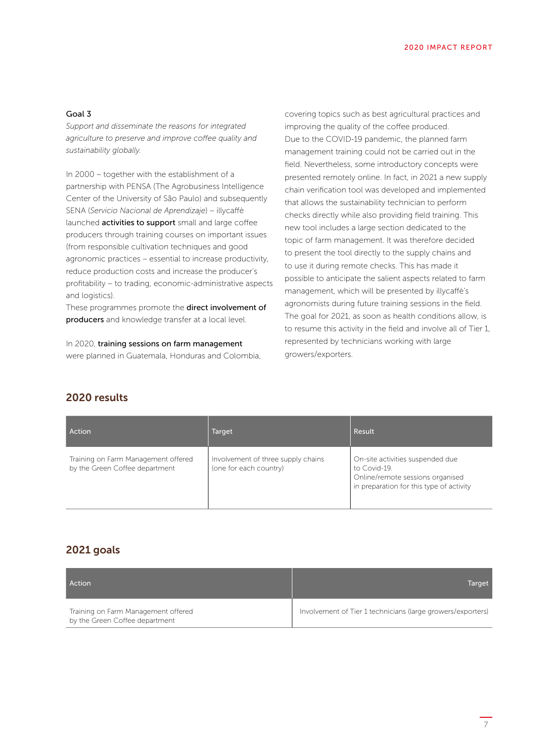**Goal 3**

*Support and disseminate the reasons for integrated agriculture to preserve and improve coffee quality and sustainability globally.*

In 2000 – together with the establishment of a partnership with PENSA (The Agrobusiness Intelligence Center of the University of São Paulo) and subsequently SENA (*Servicio Nacional de Aprendizaje*) – illycaffè launched **activities to support** small and large coffee producers through training courses on important issues (from responsible cultivation techniques and good agronomic practices – essential to increase productivity, reduce production costs and increase the producer's profitability – to trading, economic-administrative aspects and logistics).
These programmes promote the **direct involvement of producers** and knowledge transfer at a local level.

In 2020, **training sessions on farm management** were planned in Guatemala, Honduras and Colombia, covering topics such as best agricultural practices and improving the quality of the coffee produced.
Due to the COVID-19 pandemic, the planned farm management training could not be carried out in the field. Nevertheless, some introductory concepts were presented remotely online. In fact, in 2021 a new supply chain verification tool was developed and implemented that allows the sustainability technician to perform checks directly while also providing field training. This new tool includes a large section dedicated to the topic of farm management. It was therefore decided to present the tool directly to the supply chains and to use it during remote checks. This has made it possible to anticipate the salient aspects related to farm management, which will be presented by illycaffè's agronomists during future training sessions in the field.
The goal for 2021, as soon as health conditions allow, is to resume this activity in the field and involve all of Tier 1, represented by technicians working with large growers/exporters.

## 2020 results

| Action | Target | Result |
|---|---|---|
| Training on Farm Management offered by the Green Coffee department | Involvement of three supply chains (one for each country) | On-site activities suspended due to Covid-19. Online/remote sessions organised in preparation for this type of activity |

## 2021 goals

| Action | Target |
|---|---|
| Training on Farm Management offered by the Green Coffee department | Involvement of Tier 1 technicians (large growers/exporters) |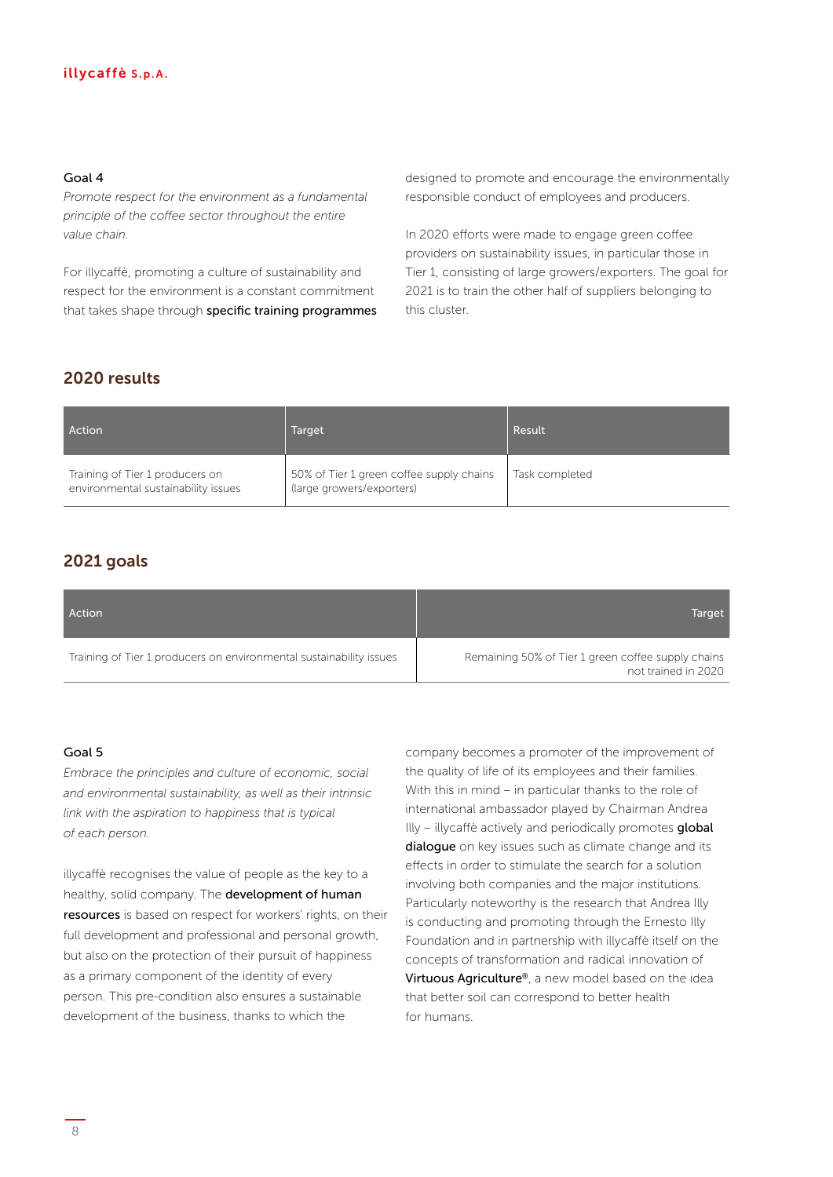**Goal 4**

*Promote respect for the environment as a fundamental principle of the coffee sector throughout the entire value chain.*

For illycaffè, promoting a culture of sustainability and respect for the environment is a constant commitment that takes shape through **specific training programmes** designed to promote and encourage the environmentally responsible conduct of employees and producers.

In 2020 efforts were made to engage green coffee providers on sustainability issues, in particular those in Tier 1, consisting of large growers/exporters. The goal for 2021 is to train the other half of suppliers belonging to this cluster.

## 2020 results

| Action | Target | Result |
|---|---|---|
| Training of Tier 1 producers on environmental sustainability issues | 50% of Tier 1 green coffee supply chains (large growers/exporters) | Task completed |

## 2021 goals

| Action | Target |
|---|---|
| Training of Tier 1 producers on environmental sustainability issues | Remaining 50% of Tier 1 green coffee supply chains not trained in 2020 |

**Goal 5**

*Embrace the principles and culture of economic, social and environmental sustainability, as well as their intrinsic link with the aspiration to happiness that is typical of each person.*

illycaffè recognises the value of people as the key to a healthy, solid company. The **development of human resources** is based on respect for workers' rights, on their full development and professional and personal growth, but also on the protection of their pursuit of happiness as a primary component of the identity of every person. This pre-condition also ensures a sustainable development of the business, thanks to which the company becomes a promoter of the improvement of the quality of life of its employees and their families. With this in mind – in particular thanks to the role of international ambassador played by Chairman Andrea Illy – illycaffè actively and periodically promotes **global dialogue** on key issues such as climate change and its effects in order to stimulate the search for a solution involving both companies and the major institutions. Particularly noteworthy is the research that Andrea Illy is conducting and promoting through the Ernesto Illy Foundation and in partnership with illycaffè itself on the concepts of transformation and radical innovation of **Virtuous Agriculture®**, a new model based on the idea that better soil can correspond to better health for humans.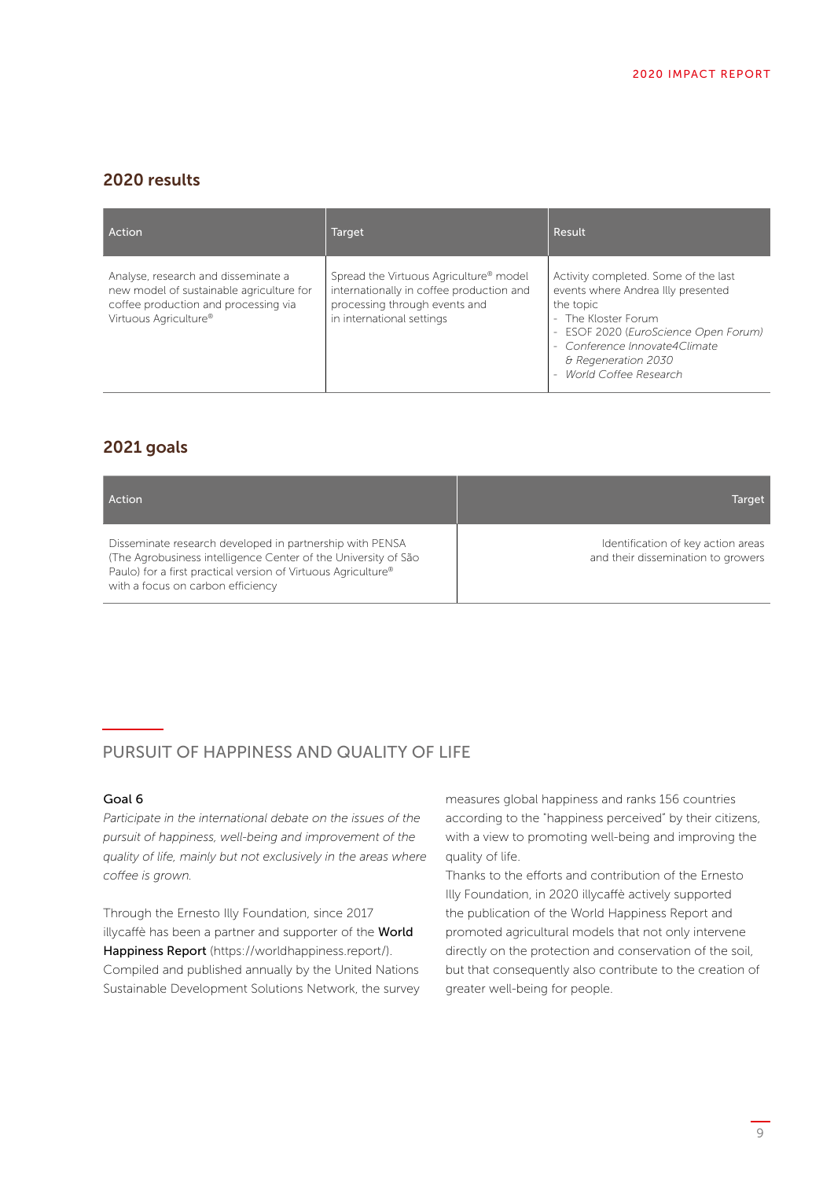## 2020 results

| Action | Target | Result |
| --- | --- | --- |
| Analyse, research and disseminate a new model of sustainable agriculture for coffee production and processing via Virtuous Agriculture® | Spread the Virtuous Agriculture® model internationally in coffee production and processing through events and in international settings | Activity completed. Some of the last events where Andrea Illy presented the topic<br>- The Kloster Forum<br>- ESOF 2020 (*EuroScience Open Forum)*<br>- *Conference Innovate4Climate & Regeneration 2030*<br>- *World Coffee Research* |

## 2021 goals

| Action | Target |
| --- | --- |
| Disseminate research developed in partnership with PENSA (The Agrobusiness intelligence Center of the University of São Paulo) for a first practical version of Virtuous Agriculture® with a focus on carbon efficiency | Identification of key action areas and their dissemination to growers |

## PURSUIT OF HAPPINESS AND QUALITY OF LIFE

### Goal 6

*Participate in the international debate on the issues of the pursuit of happiness, well-being and improvement of the quality of life, mainly but not exclusively in the areas where coffee is grown.*

Through the Ernesto Illy Foundation, since 2017 illycaffè has been a partner and supporter of the **World Happiness Report** (https://worldhappiness.report/). Compiled and published annually by the United Nations Sustainable Development Solutions Network, the survey measures global happiness and ranks 156 countries according to the "happiness perceived" by their citizens, with a view to promoting well-being and improving the quality of life.

Thanks to the efforts and contribution of the Ernesto Illy Foundation, in 2020 illycaffè actively supported the publication of the World Happiness Report and promoted agricultural models that not only intervene directly on the protection and conservation of the soil, but that consequently also contribute to the creation of greater well-being for people.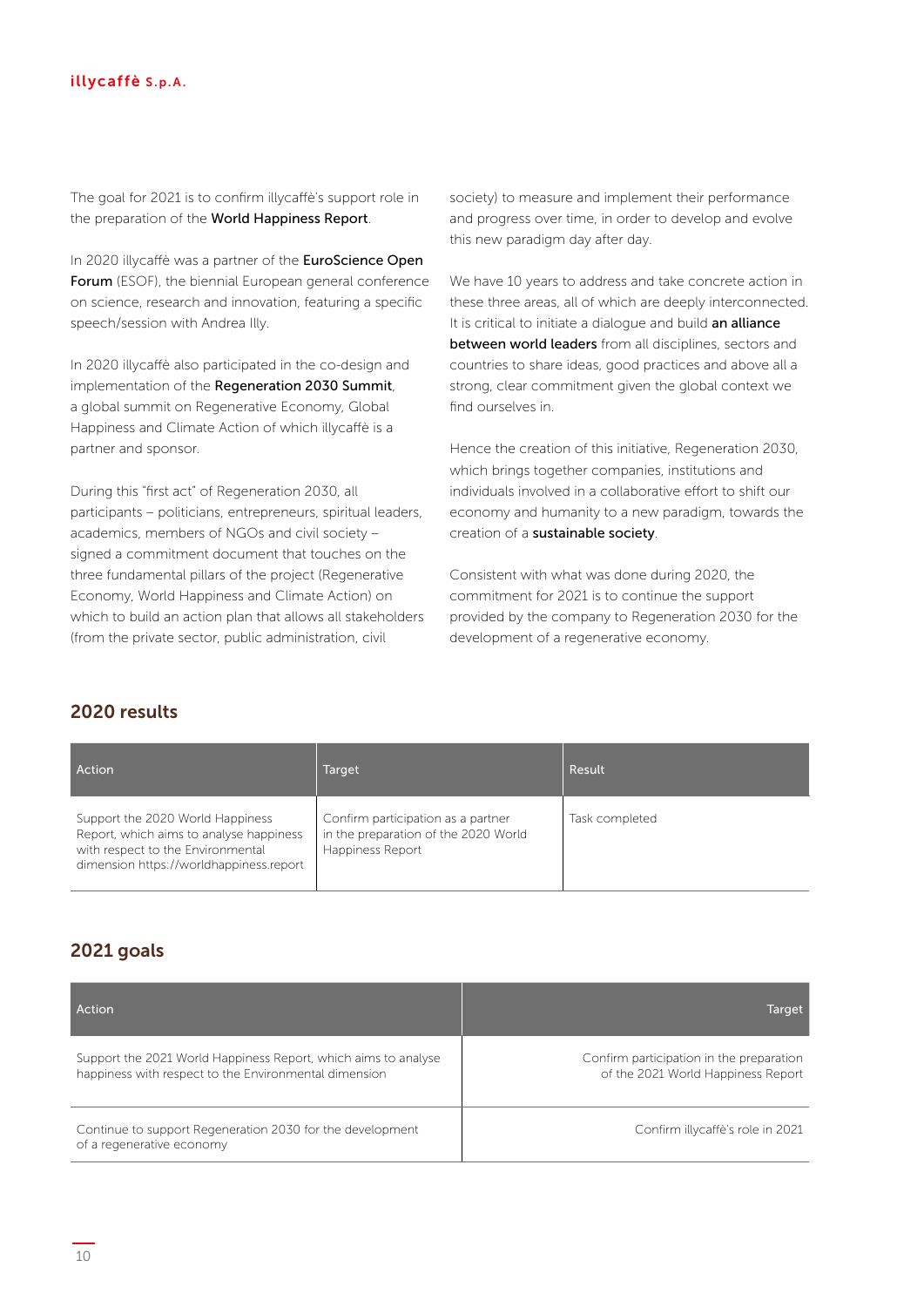The goal for 2021 is to confirm illycaffè's support role in the preparation of the **World Happiness Report**.

In 2020 illycaffè was a partner of the **EuroScience Open Forum** (ESOF), the biennial European general conference on science, research and innovation, featuring a specific speech/session with Andrea Illy.

In 2020 illycaffè also participated in the co-design and implementation of the **Regeneration 2030 Summit**, a global summit on Regenerative Economy, Global Happiness and Climate Action of which illycaffè is a partner and sponsor.

During this "first act" of Regeneration 2030, all participants – politicians, entrepreneurs, spiritual leaders, academics, members of NGOs and civil society – signed a commitment document that touches on the three fundamental pillars of the project (Regenerative Economy, World Happiness and Climate Action) on which to build an action plan that allows all stakeholders (from the private sector, public administration, civil society) to measure and implement their performance and progress over time, in order to develop and evolve this new paradigm day after day.

We have 10 years to address and take concrete action in these three areas, all of which are deeply interconnected. It is critical to initiate a dialogue and build **an alliance between world leaders** from all disciplines, sectors and countries to share ideas, good practices and above all a strong, clear commitment given the global context we find ourselves in.

Hence the creation of this initiative, Regeneration 2030, which brings together companies, institutions and individuals involved in a collaborative effort to shift our economy and humanity to a new paradigm, towards the creation of a **sustainable society**.

Consistent with what was done during 2020, the commitment for 2021 is to continue the support provided by the company to Regeneration 2030 for the development of a regenerative economy.

## 2020 results

| Action | Target | Result |
|---|---|---|
| Support the 2020 World Happiness Report, which aims to analyse happiness with respect to the Environmental dimension https://worldhappiness.report | Confirm participation as a partner in the preparation of the 2020 World Happiness Report | Task completed |

## 2021 goals

| Action | Target |
|---|---|
| Support the 2021 World Happiness Report, which aims to analyse happiness with respect to the Environmental dimension | Confirm participation in the preparation of the 2021 World Happiness Report |
| Continue to support Regeneration 2030 for the development of a regenerative economy | Confirm illycaffè's role in 2021 |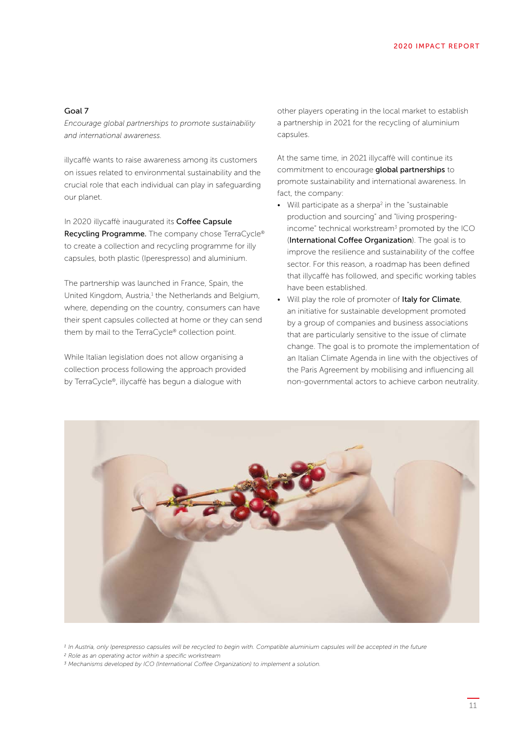### Goal 7

*Encourage global partnerships to promote sustainability and international awareness.*

illycaffè wants to raise awareness among its customers on issues related to environmental sustainability and the crucial role that each individual can play in safeguarding our planet.

In 2020 illycaffè inaugurated its **Coffee Capsule Recycling Programme.** The company chose TerraCycle® to create a collection and recycling programme for illy capsules, both plastic (Iperespresso) and aluminium.

The partnership was launched in France, Spain, the United Kingdom, Austria,[1] the Netherlands and Belgium, where, depending on the country, consumers can have their spent capsules collected at home or they can send them by mail to the TerraCycle® collection point.

While Italian legislation does not allow organising a collection process following the approach provided by TerraCycle®, illycaffè has begun a dialogue with other players operating in the local market to establish a partnership in 2021 for the recycling of aluminium capsules.

At the same time, in 2021 illycaffè will continue its commitment to encourage **global partnerships** to promote sustainability and international awareness. In fact, the company:

- Will participate as a sherpa[2] in the "sustainable production and sourcing" and "living prospering-income" technical workstream[3] promoted by the ICO (**International Coffee Organization**). The goal is to improve the resilience and sustainability of the coffee sector. For this reason, a roadmap has been defined that illycaffè has followed, and specific working tables have been established.
- Will play the role of promoter of **Italy for Climate**, an initiative for sustainable development promoted by a group of companies and business associations that are particularly sensitive to the issue of climate change. The goal is to promote the implementation of an Italian Climate Agenda in line with the objectives of the Paris Agreement by mobilising and influencing all non-governmental actors to achieve carbon neutrality.

*[1] In Austria, only Iperespresso capsules will be recycled to begin with. Compatible aluminium capsules will be accepted in the future*

*[2] Role as an operating actor within a specific workstream*

*[3] Mechanisms developed by ICO (International Coffee Organization) to implement a solution.*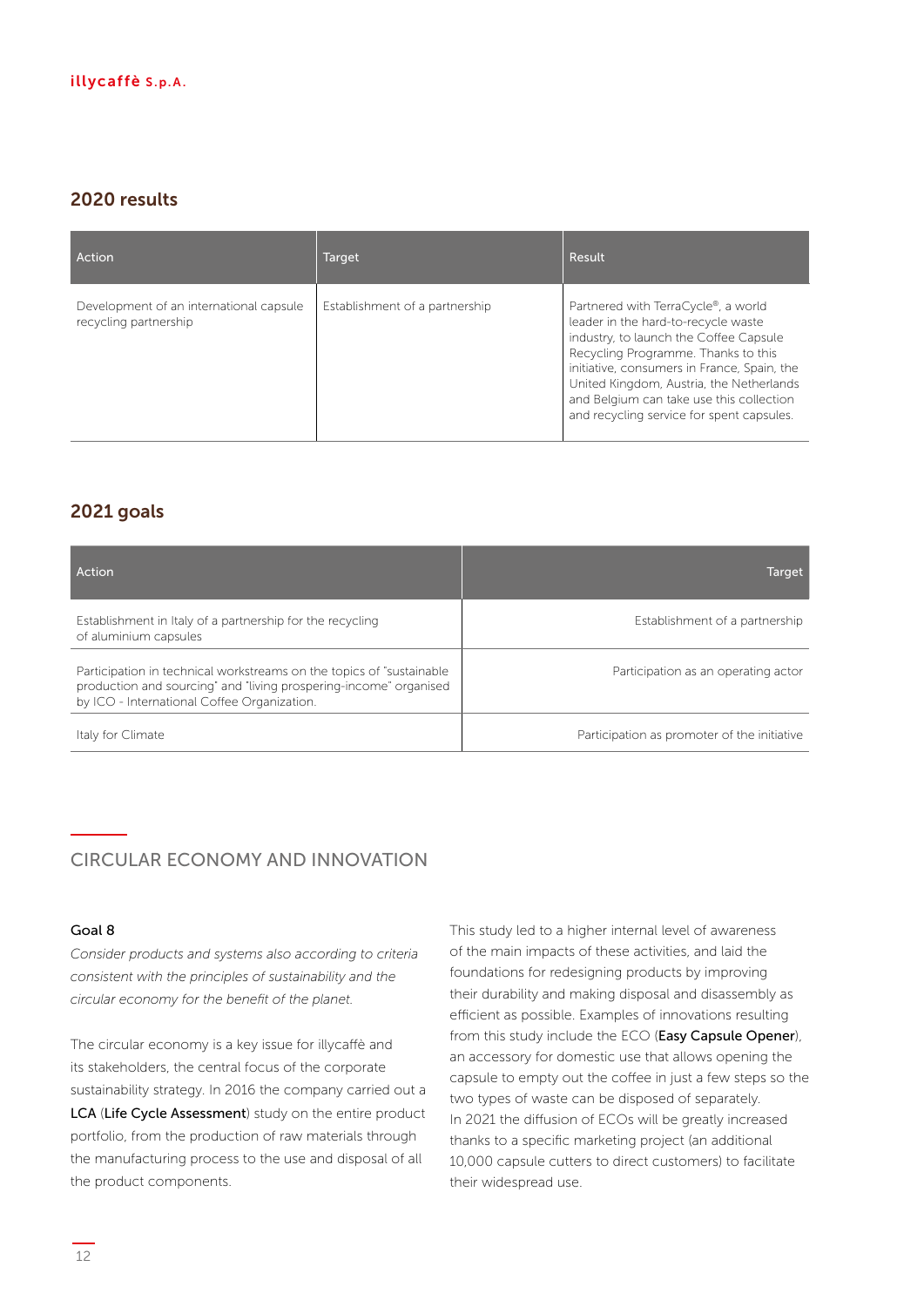## 2020 results

| Action | Target | Result |
|---|---|---|
| Development of an international capsule recycling partnership | Establishment of a partnership | Partnered with TerraCycle®, a world leader in the hard-to-recycle waste industry, to launch the Coffee Capsule Recycling Programme. Thanks to this initiative, consumers in France, Spain, the United Kingdom, Austria, the Netherlands and Belgium can take use this collection and recycling service for spent capsules. |

## 2021 goals

| Action | Target |
|---|---|
| Establishment in Italy of a partnership for the recycling of aluminium capsules | Establishment of a partnership |
| Participation in technical workstreams on the topics of "sustainable production and sourcing" and "living prospering-income" organised by ICO - International Coffee Organization. | Participation as an operating actor |
| Italy for Climate | Participation as promoter of the initiative |

## CIRCULAR ECONOMY AND INNOVATION

**Goal 8**

*Consider products and systems also according to criteria consistent with the principles of sustainability and the circular economy for the benefit of the planet.*

The circular economy is a key issue for illycaffè and its stakeholders, the central focus of the corporate sustainability strategy. In 2016 the company carried out a **LCA** (**Life Cycle Assessment**) study on the entire product portfolio, from the production of raw materials through the manufacturing process to the use and disposal of all the product components.

This study led to a higher internal level of awareness of the main impacts of these activities, and laid the foundations for redesigning products by improving their durability and making disposal and disassembly as efficient as possible. Examples of innovations resulting from this study include the ECO (**Easy Capsule Opener**), an accessory for domestic use that allows opening the capsule to empty out the coffee in just a few steps so the two types of waste can be disposed of separately.
In 2021 the diffusion of ECOs will be greatly increased thanks to a specific marketing project (an additional 10,000 capsule cutters to direct customers) to facilitate their widespread use.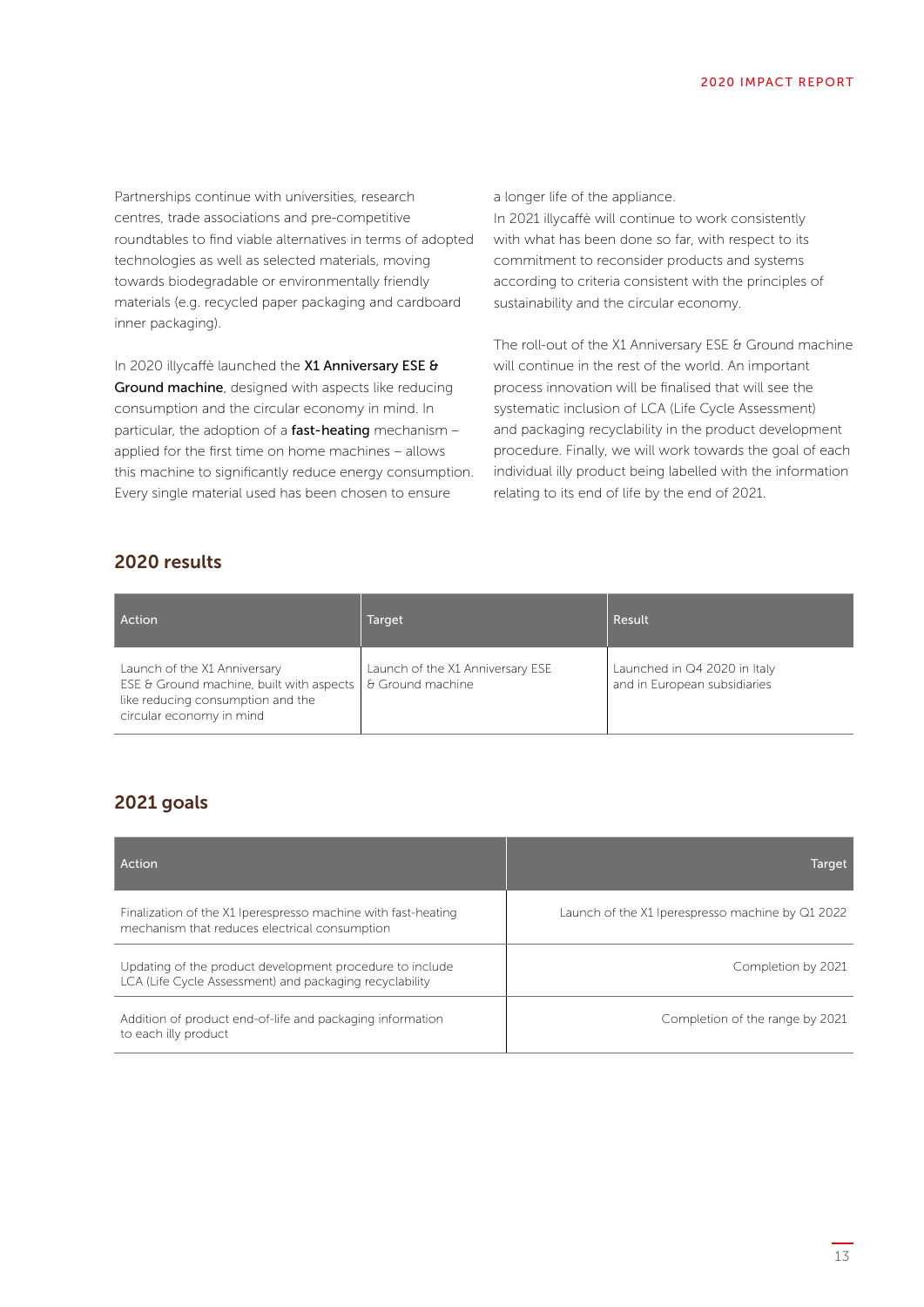Partnerships continue with universities, research centres, trade associations and pre-competitive roundtables to find viable alternatives in terms of adopted technologies as well as selected materials, moving towards biodegradable or environmentally friendly materials (e.g. recycled paper packaging and cardboard inner packaging).

In 2020 illycaffè launched the **X1 Anniversary ESE & Ground machine**, designed with aspects like reducing consumption and the circular economy in mind. In particular, the adoption of a **fast-heating** mechanism – applied for the first time on home machines – allows this machine to significantly reduce energy consumption. Every single material used has been chosen to ensure a longer life of the appliance.

In 2021 illycaffè will continue to work consistently with what has been done so far, with respect to its commitment to reconsider products and systems according to criteria consistent with the principles of sustainability and the circular economy.

The roll-out of the X1 Anniversary ESE & Ground machine will continue in the rest of the world. An important process innovation will be finalised that will see the systematic inclusion of LCA (Life Cycle Assessment) and packaging recyclability in the product development procedure. Finally, we will work towards the goal of each individual illy product being labelled with the information relating to its end of life by the end of 2021.

## 2020 results

| Action | Target | Result |
|---|---|---|
| Launch of the X1 Anniversary ESE & Ground machine, built with aspects like reducing consumption and the circular economy in mind | Launch of the X1 Anniversary ESE & Ground machine | Launched in Q4 2020 in Italy and in European subsidiaries |

## 2021 goals

| Action | Target |
|---|---|
| Finalization of the X1 Iperespresso machine with fast-heating mechanism that reduces electrical consumption | Launch of the X1 Iperespresso machine by Q1 2022 |
| Updating of the product development procedure to include LCA (Life Cycle Assessment) and packaging recyclability | Completion by 2021 |
| Addition of product end-of-life and packaging information to each illy product | Completion of the range by 2021 |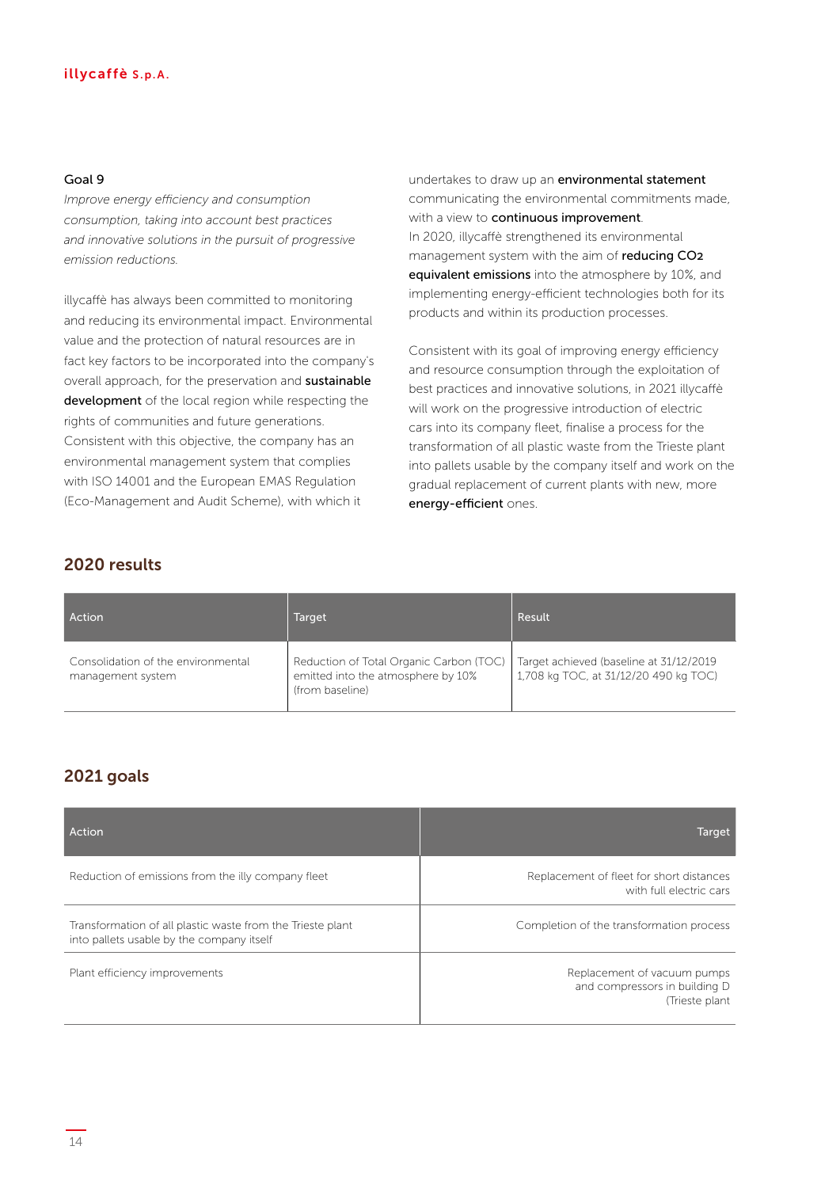### Goal 9

*Improve energy efficiency and consumption consumption, taking into account best practices and innovative solutions in the pursuit of progressive emission reductions.*

illycaffè has always been committed to monitoring and reducing its environmental impact. Environmental value and the protection of natural resources are in fact key factors to be incorporated into the company's overall approach, for the preservation and **sustainable development** of the local region while respecting the rights of communities and future generations. Consistent with this objective, the company has an environmental management system that complies with ISO 14001 and the European EMAS Regulation (Eco-Management and Audit Scheme), with which it undertakes to draw up an **environmental statement** communicating the environmental commitments made, with a view to **continuous improvement**. In 2020, illycaffè strengthened its environmental management system with the aim of **reducing $CO_2$ equivalent emissions** into the atmosphere by 10%, and implementing energy-efficient technologies both for its products and within its production processes.

Consistent with its goal of improving energy efficiency and resource consumption through the exploitation of best practices and innovative solutions, in 2021 illycaffè will work on the progressive introduction of electric cars into its company fleet, finalise a process for the transformation of all plastic waste from the Trieste plant into pallets usable by the company itself and work on the gradual replacement of current plants with new, more **energy-efficient** ones.

## 2020 results

| Action | Target | Result |
|---|---|---|
| Consolidation of the environmental management system | Reduction of Total Organic Carbon (TOC) emitted into the atmosphere by 10% (from baseline) | Target achieved (baseline at 31/12/2019 1,708 kg TOC, at 31/12/20 490 kg TOC) |

## 2021 goals

| Action | Target |
|---|---|
| Reduction of emissions from the illy company fleet | Replacement of fleet for short distances with full electric cars |
| Transformation of all plastic waste from the Trieste plant into pallets usable by the company itself | Completion of the transformation process |
| Plant efficiency improvements | Replacement of vacuum pumps and compressors in building D (Trieste plant |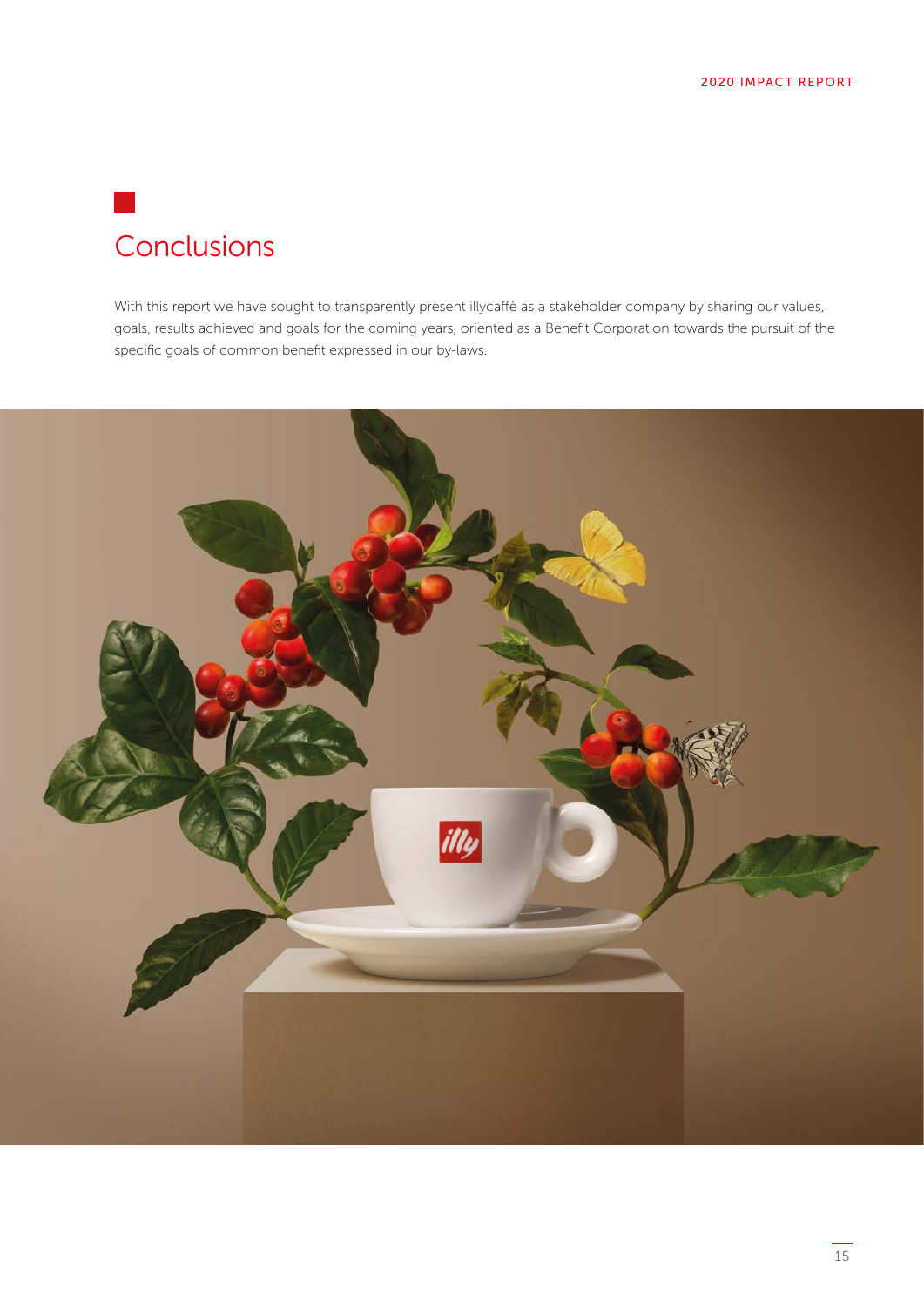# Conclusions

With this report we have sought to transparently present illycaffè as a stakeholder company by sharing our values, goals, results achieved and goals for the coming years, oriented as a Benefit Corporation towards the pursuit of the specific goals of common benefit expressed in our by-laws.